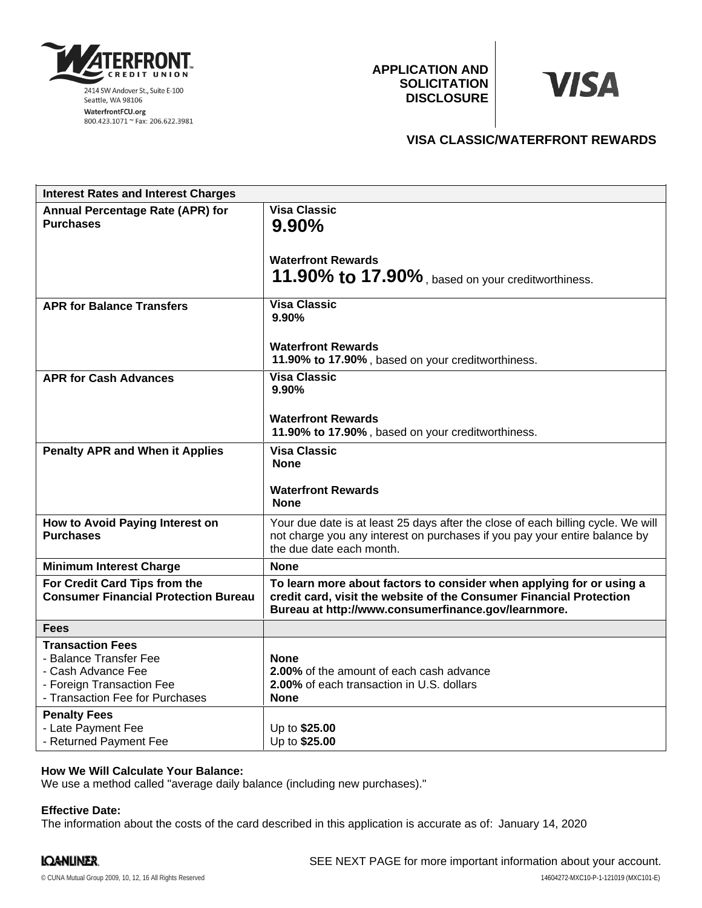2414 SW Andover St., Suite E-100
Seattle, WA 98106
WaterfrontFCU.org
800.423.1071 ~ Fax: 206.622.3981

# APPLICATION AND SOLICITATION DISCLOSURE

## VISA CLASSIC/WATERFRONT REWARDS

| Interest Rates and Interest Charges | |
|---|---|
| **Annual Percentage Rate (APR) for Purchases** | **Visa Classic**<br>**9.90%**<br><br>**Waterfront Rewards**<br>**11.90% to 17.90%**, based on your creditworthiness. |
| **APR for Balance Transfers** | **Visa Classic**<br>**9.90%**<br><br>**Waterfront Rewards**<br>**11.90% to 17.90%**, based on your creditworthiness. |
| **APR for Cash Advances** | **Visa Classic**<br>**9.90%**<br><br>**Waterfront Rewards**<br>**11.90% to 17.90%**, based on your creditworthiness. |
| **Penalty APR and When it Applies** | **Visa Classic**<br>**None**<br><br>**Waterfront Rewards**<br>**None** |
| **How to Avoid Paying Interest on Purchases** | Your due date is at least 25 days after the close of each billing cycle. We will not charge you any interest on purchases if you pay your entire balance by the due date each month. |
| **Minimum Interest Charge** | **None** |
| **For Credit Card Tips from the Consumer Financial Protection Bureau** | **To learn more about factors to consider when applying for or using a credit card, visit the website of the Consumer Financial Protection Bureau at http://www.consumerfinance.gov/learnmore.** |
| **Fees** | |
| **Transaction Fees**<br>- Balance Transfer Fee<br>- Cash Advance Fee<br>- Foreign Transaction Fee<br>- Transaction Fee for Purchases | <br>**None**<br>**2.00%** of the amount of each cash advance<br>**2.00%** of each transaction in U.S. dollars<br>**None** |
| **Penalty Fees**<br>- Late Payment Fee<br>- Returned Payment Fee | <br>Up to **$25.00**<br>Up to **$25.00** |

**How We Will Calculate Your Balance:**
We use a method called "average daily balance (including new purchases)."

**Effective Date:**
The information about the costs of the card described in this application is accurate as of: January 14, 2020

SEE NEXT PAGE for more important information about your account.

© CUNA Mutual Group 2009, 10, 12, 16 All Rights Reserved

14604272-MXC10-P-1-121019 (MXC101-E)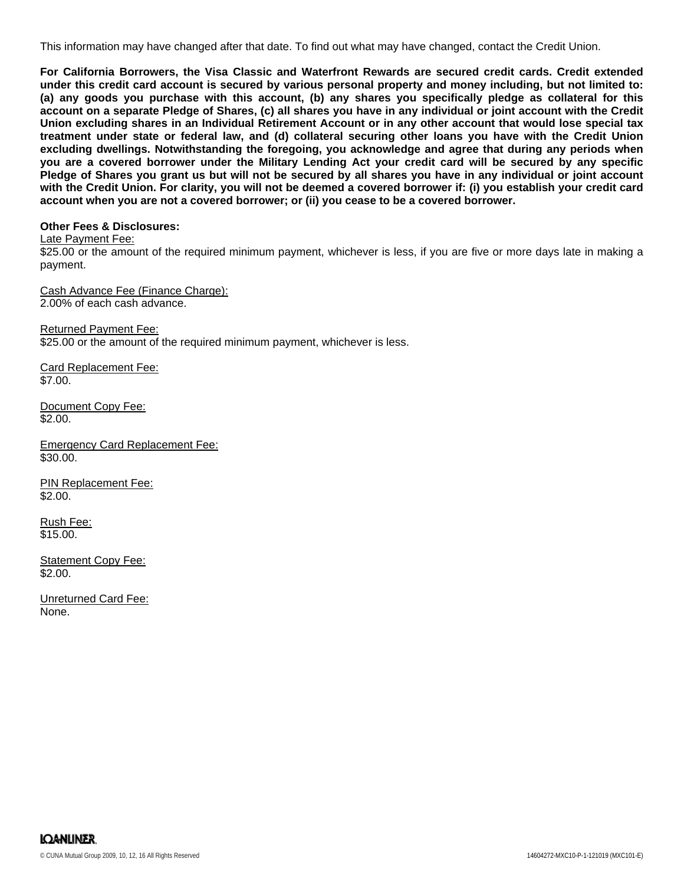This information may have changed after that date. To find out what may have changed, contact the Credit Union.

**For California Borrowers, the Visa Classic and Waterfront Rewards are secured credit cards. Credit extended under this credit card account is secured by various personal property and money including, but not limited to: (a) any goods you purchase with this account, (b) any shares you specifically pledge as collateral for this account on a separate Pledge of Shares, (c) all shares you have in any individual or joint account with the Credit Union excluding shares in an Individual Retirement Account or in any other account that would lose special tax treatment under state or federal law, and (d) collateral securing other loans you have with the Credit Union excluding dwellings. Notwithstanding the foregoing, you acknowledge and agree that during any periods when you are a covered borrower under the Military Lending Act your credit card will be secured by any specific Pledge of Shares you grant us but will not be secured by all shares you have in any individual or joint account with the Credit Union. For clarity, you will not be deemed a covered borrower if: (i) you establish your credit card account when you are not a covered borrower; or (ii) you cease to be a covered borrower.**

**Other Fees & Disclosures:**

Late Payment Fee:
$25.00 or the amount of the required minimum payment, whichever is less, if you are five or more days late in making a payment.

Cash Advance Fee (Finance Charge):
2.00% of each cash advance.

Returned Payment Fee:
$25.00 or the amount of the required minimum payment, whichever is less.

Card Replacement Fee:
$7.00.

Document Copy Fee:
$2.00.

Emergency Card Replacement Fee:
$30.00.

PIN Replacement Fee:
$2.00.

Rush Fee:
$15.00.

Statement Copy Fee:
$2.00.

Unreturned Card Fee:
None.

LOANLINER.

© CUNA Mutual Group 2009, 10, 12, 16 All Rights Reserved

14604272-MXC10-P-1-121019 (MXC101-E)